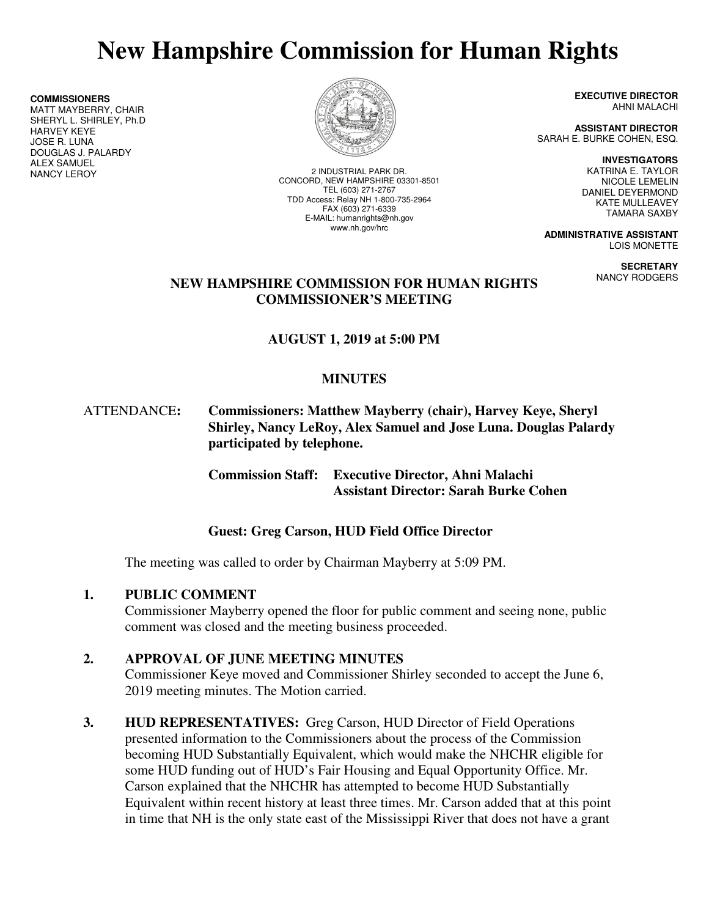# New Hampshire Commission for Human Rights

**COMMISSIONERS**
MATT MAYBERRY, CHAIR
SHERYL L. SHIRLEY, Ph.D
HARVEY KEYE
JOSE R. LUNA
DOUGLAS J. PALARDY
ALEX SAMUEL
NANCY LEROY

2 INDUSTRIAL PARK DR.
CONCORD, NEW HAMPSHIRE 03301-8501
TEL (603) 271-2767
TDD Access: Relay NH 1-800-735-2964
FAX (603) 271-6339
E-MAIL: humanrights@nh.gov
www.nh.gov/hrc

**EXECUTIVE DIRECTOR**
AHNI MALACHI

**ASSISTANT DIRECTOR**
SARAH E. BURKE COHEN, ESQ.

**INVESTIGATORS**
KATRINA E. TAYLOR
NICOLE LEMELIN
DANIEL DEYERMOND
KATE MULLEAVEY
TAMARA SAXBY

**ADMINISTRATIVE ASSISTANT**
LOIS MONETTE

**SECRETARY**
NANCY RODGERS

## NEW HAMPSHIRE COMMISSION FOR HUMAN RIGHTS COMMISSIONER'S MEETING

### AUGUST 1, 2019 at 5:00 PM

### MINUTES

ATTENDANCE: **Commissioners: Matthew Mayberry (chair), Harvey Keye, Sheryl Shirley, Nancy LeRoy, Alex Samuel and Jose Luna. Douglas Palardy participated by telephone.**

**Commission Staff: Executive Director, Ahni Malachi**
**Assistant Director: Sarah Burke Cohen**

**Guest: Greg Carson, HUD Field Office Director**

The meeting was called to order by Chairman Mayberry at 5:09 PM.

**1. PUBLIC COMMENT**
Commissioner Mayberry opened the floor for public comment and seeing none, public comment was closed and the meeting business proceeded.

**2. APPROVAL OF JUNE MEETING MINUTES**
Commissioner Keye moved and Commissioner Shirley seconded to accept the June 6, 2019 meeting minutes. The Motion carried.

**3. HUD REPRESENTATIVES:** Greg Carson, HUD Director of Field Operations presented information to the Commissioners about the process of the Commission becoming HUD Substantially Equivalent, which would make the NHCHR eligible for some HUD funding out of HUD's Fair Housing and Equal Opportunity Office. Mr. Carson explained that the NHCHR has attempted to become HUD Substantially Equivalent within recent history at least three times. Mr. Carson added that at this point in time that NH is the only state east of the Mississippi River that does not have a grant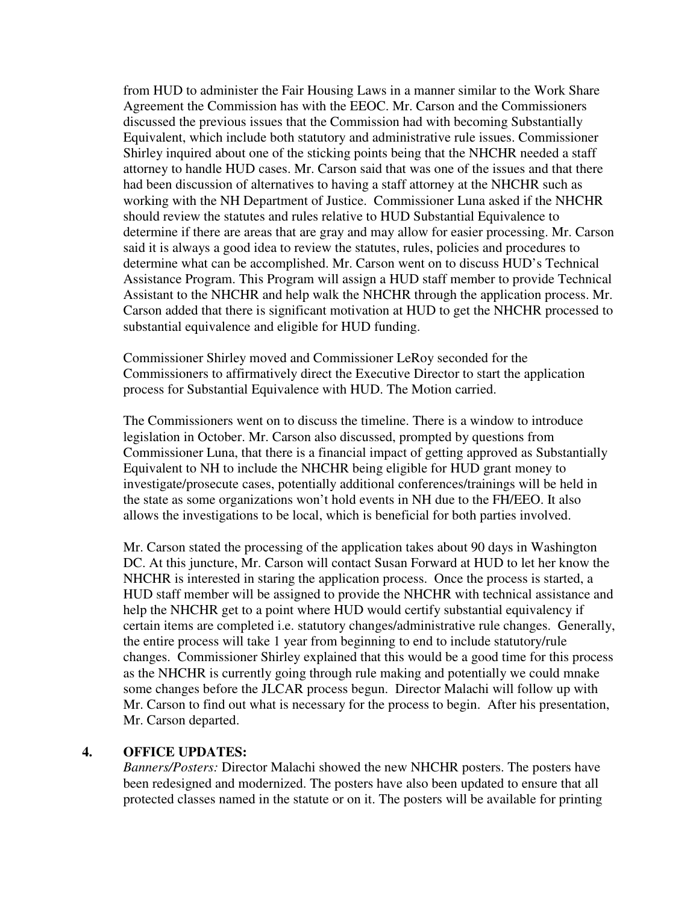from HUD to administer the Fair Housing Laws in a manner similar to the Work Share Agreement the Commission has with the EEOC. Mr. Carson and the Commissioners discussed the previous issues that the Commission had with becoming Substantially Equivalent, which include both statutory and administrative rule issues. Commissioner Shirley inquired about one of the sticking points being that the NHCHR needed a staff attorney to handle HUD cases. Mr. Carson said that was one of the issues and that there had been discussion of alternatives to having a staff attorney at the NHCHR such as working with the NH Department of Justice. Commissioner Luna asked if the NHCHR should review the statutes and rules relative to HUD Substantial Equivalence to determine if there are areas that are gray and may allow for easier processing. Mr. Carson said it is always a good idea to review the statutes, rules, policies and procedures to determine what can be accomplished. Mr. Carson went on to discuss HUD's Technical Assistance Program. This Program will assign a HUD staff member to provide Technical Assistant to the NHCHR and help walk the NHCHR through the application process. Mr. Carson added that there is significant motivation at HUD to get the NHCHR processed to substantial equivalence and eligible for HUD funding.

Commissioner Shirley moved and Commissioner LeRoy seconded for the Commissioners to affirmatively direct the Executive Director to start the application process for Substantial Equivalence with HUD. The Motion carried.

The Commissioners went on to discuss the timeline. There is a window to introduce legislation in October. Mr. Carson also discussed, prompted by questions from Commissioner Luna, that there is a financial impact of getting approved as Substantially Equivalent to NH to include the NHCHR being eligible for HUD grant money to investigate/prosecute cases, potentially additional conferences/trainings will be held in the state as some organizations won't hold events in NH due to the FH/EEO. It also allows the investigations to be local, which is beneficial for both parties involved.

Mr. Carson stated the processing of the application takes about 90 days in Washington DC. At this juncture, Mr. Carson will contact Susan Forward at HUD to let her know the NHCHR is interested in staring the application process. Once the process is started, a HUD staff member will be assigned to provide the NHCHR with technical assistance and help the NHCHR get to a point where HUD would certify substantial equivalency if certain items are completed i.e. statutory changes/administrative rule changes. Generally, the entire process will take 1 year from beginning to end to include statutory/rule changes. Commissioner Shirley explained that this would be a good time for this process as the NHCHR is currently going through rule making and potentially we could mnake some changes before the JLCAR process begun. Director Malachi will follow up with Mr. Carson to find out what is necessary for the process to begin. After his presentation, Mr. Carson departed.

**4. OFFICE UPDATES:**

*Banners/Posters:* Director Malachi showed the new NHCHR posters. The posters have been redesigned and modernized. The posters have also been updated to ensure that all protected classes named in the statute or on it. The posters will be available for printing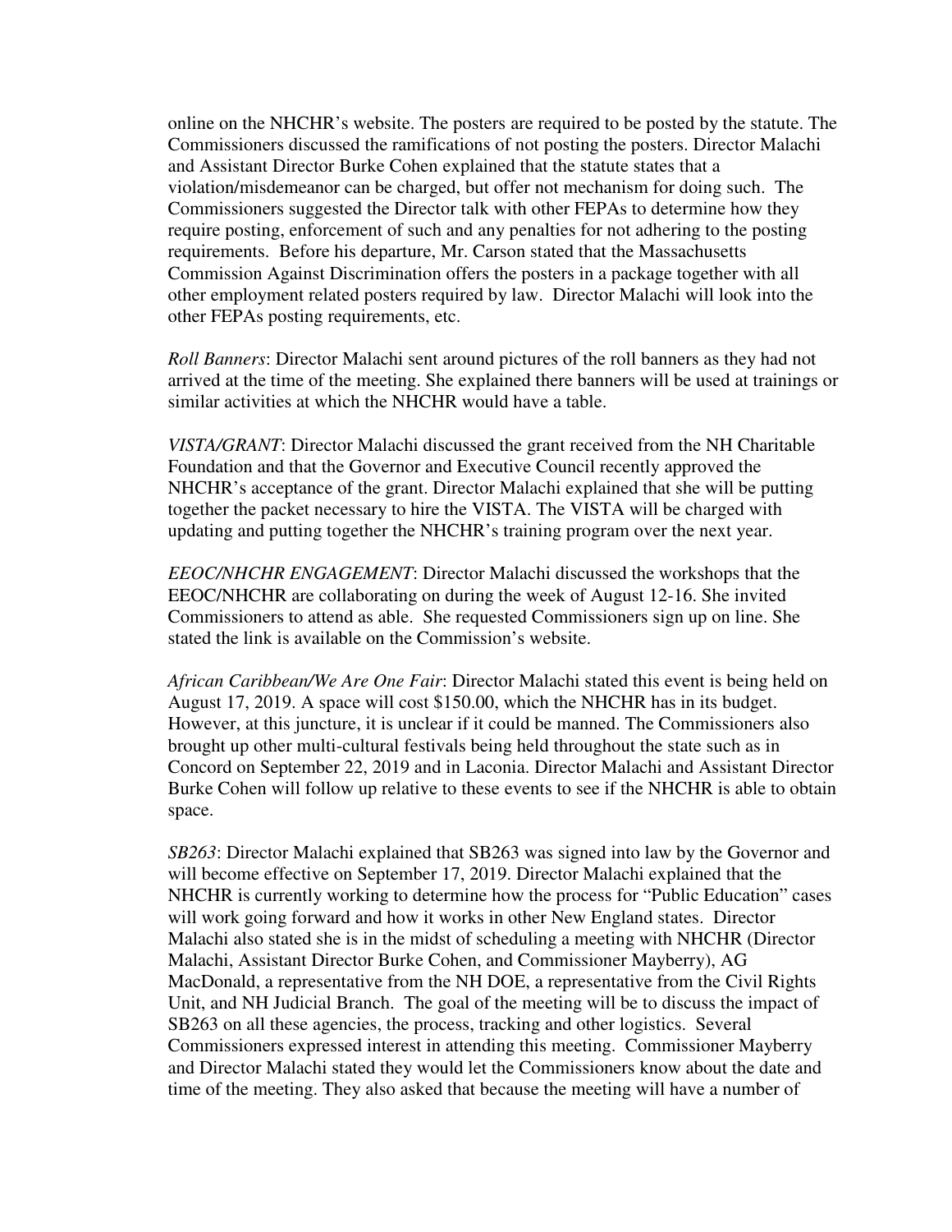online on the NHCHR's website. The posters are required to be posted by the statute. The Commissioners discussed the ramifications of not posting the posters. Director Malachi and Assistant Director Burke Cohen explained that the statute states that a violation/misdemeanor can be charged, but offer not mechanism for doing such. The Commissioners suggested the Director talk with other FEPAs to determine how they require posting, enforcement of such and any penalties for not adhering to the posting requirements. Before his departure, Mr. Carson stated that the Massachusetts Commission Against Discrimination offers the posters in a package together with all other employment related posters required by law. Director Malachi will look into the other FEPAs posting requirements, etc.

*Roll Banners*: Director Malachi sent around pictures of the roll banners as they had not arrived at the time of the meeting. She explained there banners will be used at trainings or similar activities at which the NHCHR would have a table.

*VISTA/GRANT*: Director Malachi discussed the grant received from the NH Charitable Foundation and that the Governor and Executive Council recently approved the NHCHR's acceptance of the grant. Director Malachi explained that she will be putting together the packet necessary to hire the VISTA. The VISTA will be charged with updating and putting together the NHCHR's training program over the next year.

*EEOC/NHCHR ENGAGEMENT*: Director Malachi discussed the workshops that the EEOC/NHCHR are collaborating on during the week of August 12-16. She invited Commissioners to attend as able. She requested Commissioners sign up on line. She stated the link is available on the Commission's website.

*African Caribbean/We Are One Fair*: Director Malachi stated this event is being held on August 17, 2019. A space will cost $150.00, which the NHCHR has in its budget. However, at this juncture, it is unclear if it could be manned. The Commissioners also brought up other multi-cultural festivals being held throughout the state such as in Concord on September 22, 2019 and in Laconia. Director Malachi and Assistant Director Burke Cohen will follow up relative to these events to see if the NHCHR is able to obtain space.

*SB263*: Director Malachi explained that SB263 was signed into law by the Governor and will become effective on September 17, 2019. Director Malachi explained that the NHCHR is currently working to determine how the process for "Public Education" cases will work going forward and how it works in other New England states. Director Malachi also stated she is in the midst of scheduling a meeting with NHCHR (Director Malachi, Assistant Director Burke Cohen, and Commissioner Mayberry), AG MacDonald, a representative from the NH DOE, a representative from the Civil Rights Unit, and NH Judicial Branch. The goal of the meeting will be to discuss the impact of SB263 on all these agencies, the process, tracking and other logistics. Several Commissioners expressed interest in attending this meeting. Commissioner Mayberry and Director Malachi stated they would let the Commissioners know about the date and time of the meeting. They also asked that because the meeting will have a number of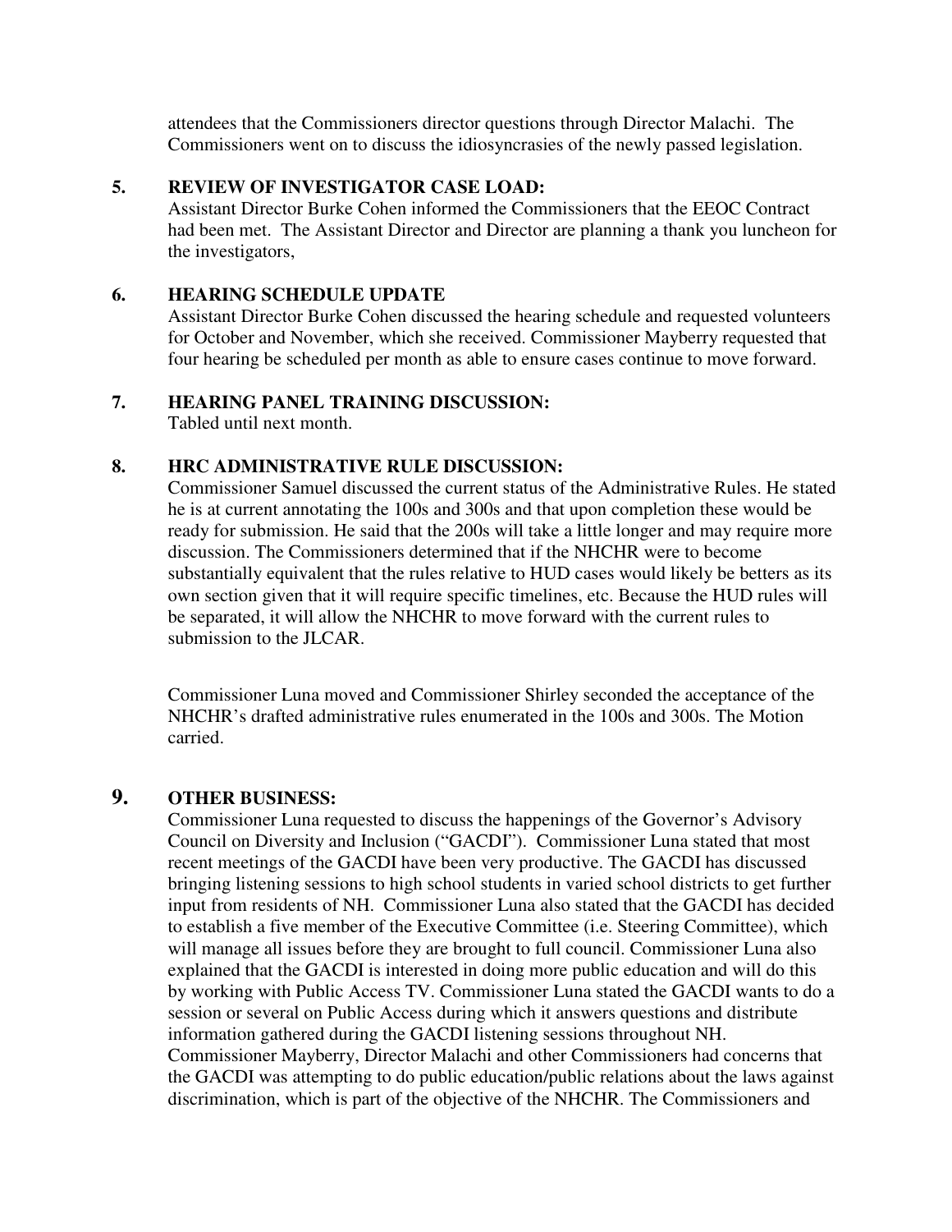attendees that the Commissioners director questions through Director Malachi. The Commissioners went on to discuss the idiosyncrasies of the newly passed legislation.

5. **REVIEW OF INVESTIGATOR CASE LOAD:**
   Assistant Director Burke Cohen informed the Commissioners that the EEOC Contract had been met. The Assistant Director and Director are planning a thank you luncheon for the investigators,

6. **HEARING SCHEDULE UPDATE**
   Assistant Director Burke Cohen discussed the hearing schedule and requested volunteers for October and November, which she received. Commissioner Mayberry requested that four hearing be scheduled per month as able to ensure cases continue to move forward.

7. **HEARING PANEL TRAINING DISCUSSION:**
   Tabled until next month.

8. **HRC ADMINISTRATIVE RULE DISCUSSION:**
   Commissioner Samuel discussed the current status of the Administrative Rules. He stated he is at current annotating the 100s and 300s and that upon completion these would be ready for submission. He said that the 200s will take a little longer and may require more discussion. The Commissioners determined that if the NHCHR were to become substantially equivalent that the rules relative to HUD cases would likely be betters as its own section given that it will require specific timelines, etc. Because the HUD rules will be separated, it will allow the NHCHR to move forward with the current rules to submission to the JLCAR.

   Commissioner Luna moved and Commissioner Shirley seconded the acceptance of the NHCHR's drafted administrative rules enumerated in the 100s and 300s. The Motion carried.

9. **OTHER BUSINESS:**
   Commissioner Luna requested to discuss the happenings of the Governor's Advisory Council on Diversity and Inclusion ("GACDI"). Commissioner Luna stated that most recent meetings of the GACDI have been very productive. The GACDI has discussed bringing listening sessions to high school students in varied school districts to get further input from residents of NH. Commissioner Luna also stated that the GACDI has decided to establish a five member of the Executive Committee (i.e. Steering Committee), which will manage all issues before they are brought to full council. Commissioner Luna also explained that the GACDI is interested in doing more public education and will do this by working with Public Access TV. Commissioner Luna stated the GACDI wants to do a session or several on Public Access during which it answers questions and distribute information gathered during the GACDI listening sessions throughout NH. Commissioner Mayberry, Director Malachi and other Commissioners had concerns that the GACDI was attempting to do public education/public relations about the laws against discrimination, which is part of the objective of the NHCHR. The Commissioners and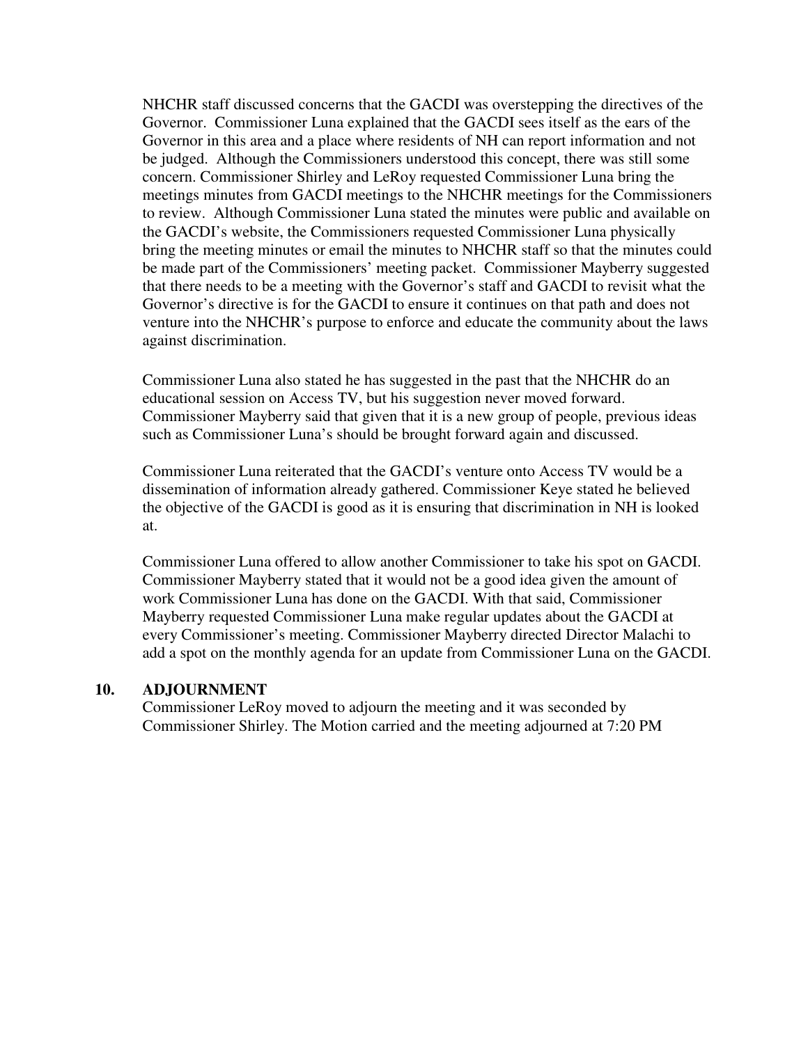NHCHR staff discussed concerns that the GACDI was overstepping the directives of the Governor. Commissioner Luna explained that the GACDI sees itself as the ears of the Governor in this area and a place where residents of NH can report information and not be judged. Although the Commissioners understood this concept, there was still some concern. Commissioner Shirley and LeRoy requested Commissioner Luna bring the meetings minutes from GACDI meetings to the NHCHR meetings for the Commissioners to review. Although Commissioner Luna stated the minutes were public and available on the GACDI's website, the Commissioners requested Commissioner Luna physically bring the meeting minutes or email the minutes to NHCHR staff so that the minutes could be made part of the Commissioners' meeting packet. Commissioner Mayberry suggested that there needs to be a meeting with the Governor's staff and GACDI to revisit what the Governor's directive is for the GACDI to ensure it continues on that path and does not venture into the NHCHR's purpose to enforce and educate the community about the laws against discrimination.

Commissioner Luna also stated he has suggested in the past that the NHCHR do an educational session on Access TV, but his suggestion never moved forward. Commissioner Mayberry said that given that it is a new group of people, previous ideas such as Commissioner Luna's should be brought forward again and discussed.

Commissioner Luna reiterated that the GACDI's venture onto Access TV would be a dissemination of information already gathered. Commissioner Keye stated he believed the objective of the GACDI is good as it is ensuring that discrimination in NH is looked at.

Commissioner Luna offered to allow another Commissioner to take his spot on GACDI. Commissioner Mayberry stated that it would not be a good idea given the amount of work Commissioner Luna has done on the GACDI. With that said, Commissioner Mayberry requested Commissioner Luna make regular updates about the GACDI at every Commissioner's meeting. Commissioner Mayberry directed Director Malachi to add a spot on the monthly agenda for an update from Commissioner Luna on the GACDI.

## 10. ADJOURNMENT

Commissioner LeRoy moved to adjourn the meeting and it was seconded by Commissioner Shirley. The Motion carried and the meeting adjourned at 7:20 PM